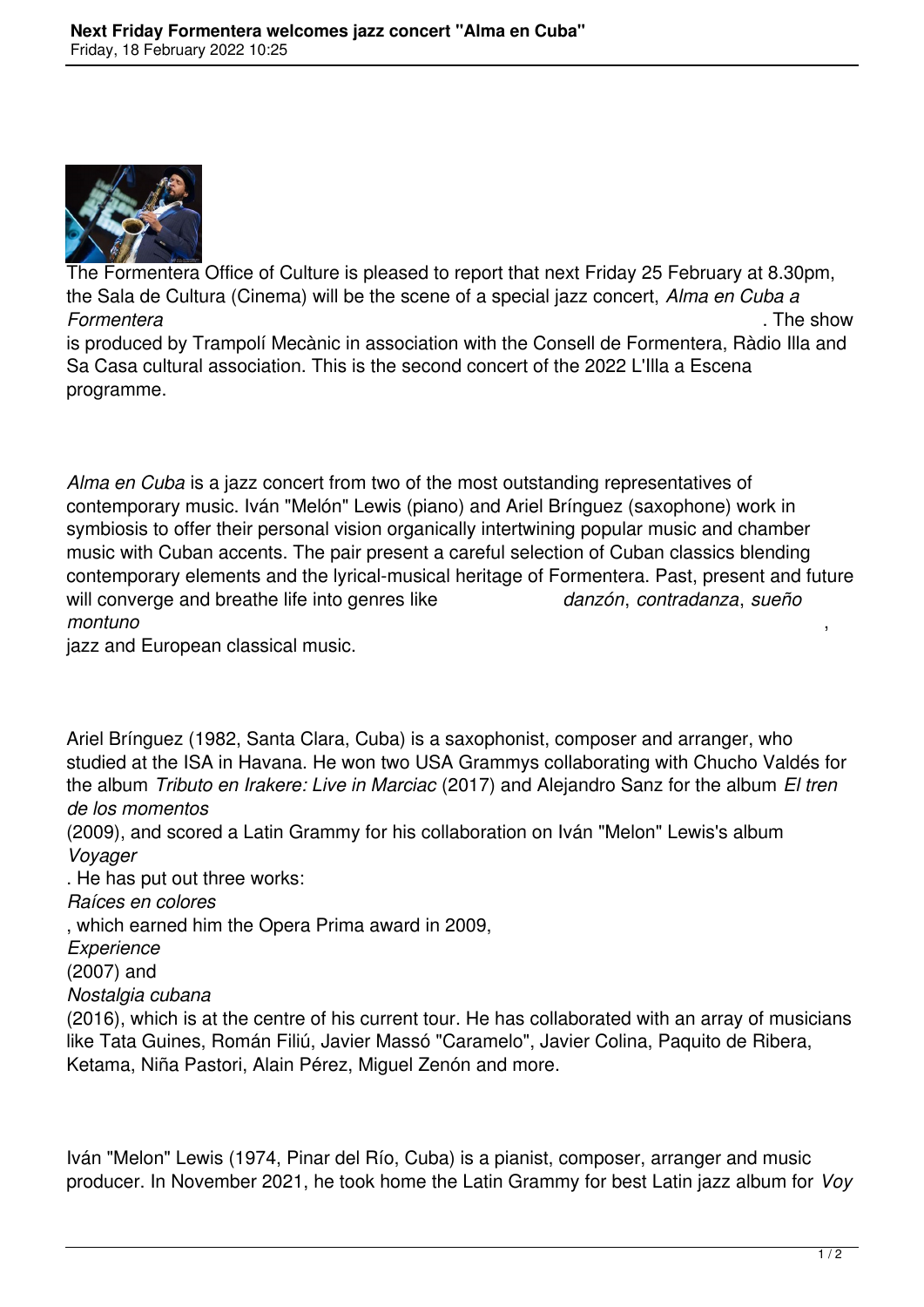The Formentera Office of Culture is pleased to report that next Friday 25 February at 8.30pm, the Sala de Cultura (Cinema) will be the scene of a special jazz concert, *Alma en Cuba a Formentera*. The show is produced by Trampolí Mecànic in association with the Consell de Formentera, Ràdio Illa and Sa Casa cultural association. This is the second concert of the 2022 L'Illa a Escena programme.

*Alma en Cuba* is a jazz concert from two of the most outstanding representatives of contemporary music. Iván "Melón" Lewis (piano) and Ariel Brínguez (saxophone) work in symbiosis to offer their personal vision organically intertwining popular music and chamber music with Cuban accents. The pair present a careful selection of Cuban classics blending contemporary elements and the lyrical-musical heritage of Formentera. Past, present and future will converge and breathe life into genres like *danzón*, *contradanza*, *sueño montuno*, jazz and European classical music.

Ariel Brínguez (1982, Santa Clara, Cuba) is a saxophonist, composer and arranger, who studied at the ISA in Havana. He won two USA Grammys collaborating with Chucho Valdés for the album *Tributo en Irakere: Live in Marciac* (2017) and Alejandro Sanz for the album *El tren de los momentos* (2009), and scored a Latin Grammy for his collaboration on Iván "Melon" Lewis's album *Voyager*. He has put out three works: *Raíces en colores*, which earned him the Opera Prima award in 2009, *Experience* (2007) and *Nostalgia cubana* (2016), which is at the centre of his current tour. He has collaborated with an array of musicians like Tata Guines, Román Filiú, Javier Massó "Caramelo", Javier Colina, Paquito de Ribera, Ketama, Niña Pastori, Alain Pérez, Miguel Zenón and more.

Iván "Melon" Lewis (1974, Pinar del Río, Cuba) is a pianist, composer, arranger and music producer. In November 2021, he took home the Latin Grammy for best Latin jazz album for *Voy*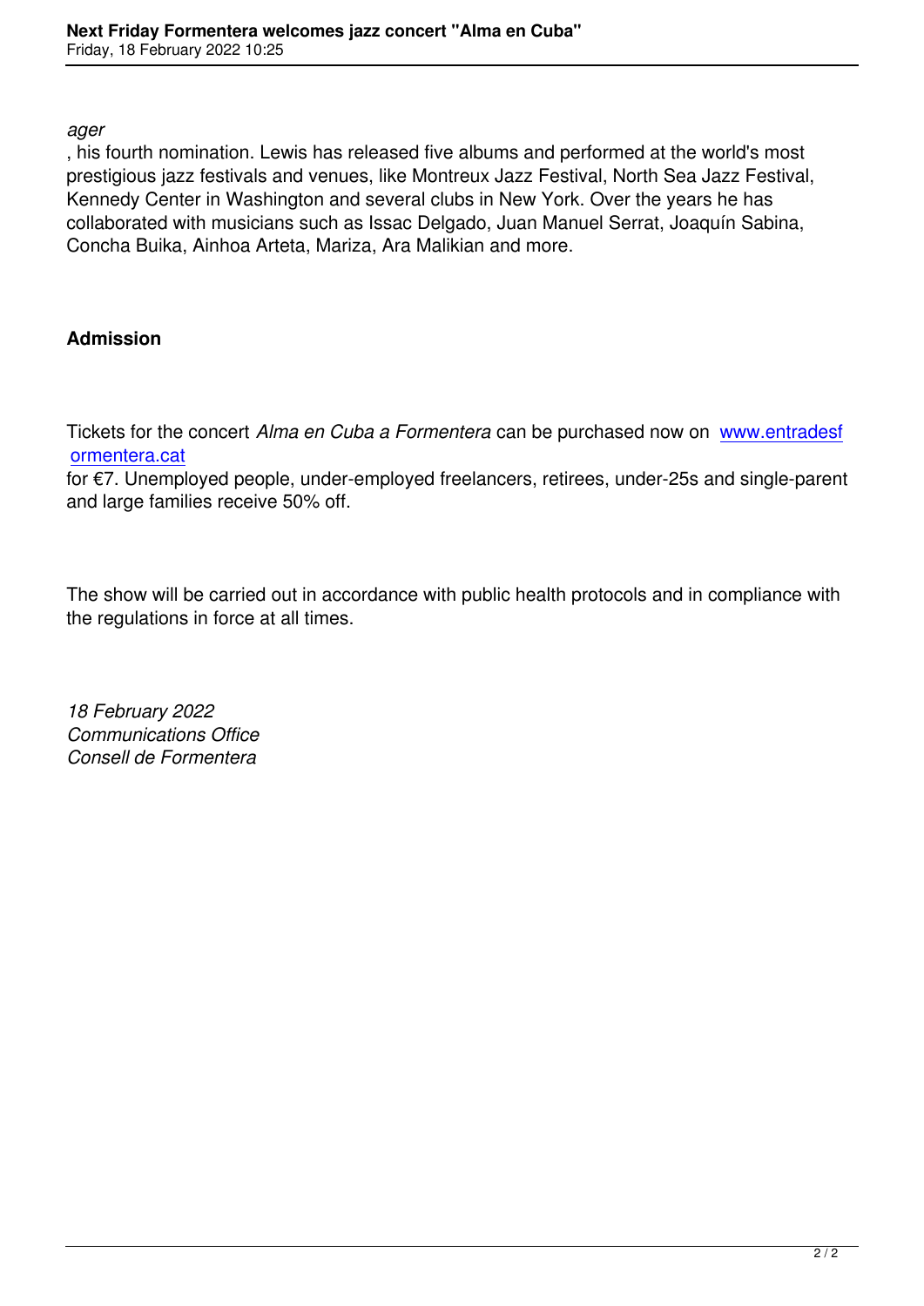*ager*

, his fourth nomination. Lewis has released five albums and performed at the world's most prestigious jazz festivals and venues, like Montreux Jazz Festival, North Sea Jazz Festival, Kennedy Center in Washington and several clubs in New York. Over the years he has collaborated with musicians such as Issac Delgado, Juan Manuel Serrat, Joaquín Sabina, Concha Buika, Ainhoa Arteta, Mariza, Ara Malikian and more.

**Admission**

Tickets for the concert *Alma en Cuba a Formentera* can be purchased now on [www.entradesformentera.cat](www.entradesformentera.cat) for €7. Unemployed people, under-employed freelancers, retirees, under-25s and single-parent and large families receive 50% off.

The show will be carried out in accordance with public health protocols and in compliance with the regulations in force at all times.

*18 February 2022*
*Communications Office*
*Consell de Formentera*